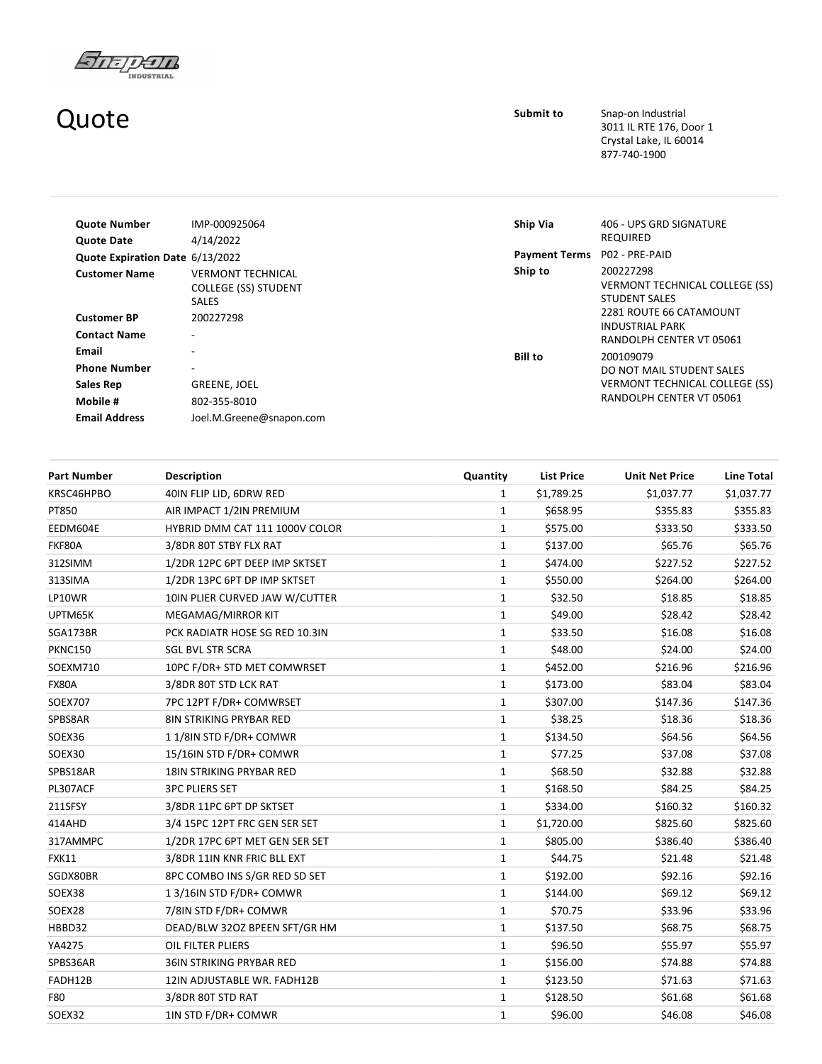# Quote

**Submit to** Snap-on Industrial
3011 IL RTE 176, Door 1
Crystal Lake, IL 60014
877-740-1900

| | |
|---|---|
| **Quote Number** | IMP-000925064 |
| **Quote Date** | 4/14/2022 |
| **Quote Expiration Date** | 6/13/2022 |
| **Customer Name** | VERMONT TECHNICAL COLLEGE (SS) STUDENT SALES |
| **Customer BP** | 200227298 |
| **Contact Name** | - |
| **Email** | - |
| **Phone Number** | - |
| **Sales Rep** | GREENE, JOEL |
| **Mobile #** | 802-355-8010 |
| **Email Address** | Joel.M.Greene@snapon.com |

| | |
|---|---|
| **Ship Via** | 406 - UPS GRD SIGNATURE REQUIRED |
| **Payment Terms** | P02 - PRE-PAID |
| **Ship to** | 200227298<br>VERMONT TECHNICAL COLLEGE (SS) STUDENT SALES<br>2281 ROUTE 66 CATAMOUNT INDUSTRIAL PARK<br>RANDOLPH CENTER VT 05061 |
| **Bill to** | 200109079<br>DO NOT MAIL STUDENT SALES<br>VERMONT TECHNICAL COLLEGE (SS)<br>RANDOLPH CENTER VT 05061 |

| Part Number | Description | Quantity | List Price | Unit Net Price | Line Total |
|---|---|---|---|---|---|
| KRSC46HPBO | 40IN FLIP LID, 6DRW RED | 1 | $1,789.25 | $1,037.77 | $1,037.77 |
| PT850 | AIR IMPACT 1/2IN PREMIUM | 1 | $658.95 | $355.83 | $355.83 |
| EEDM604E | HYBRID DMM CAT 111 1000V COLOR | 1 | $575.00 | $333.50 | $333.50 |
| FKF80A | 3/8DR 80T STBY FLX RAT | 1 | $137.00 | $65.76 | $65.76 |
| 312SIMM | 1/2DR 12PC 6PT DEEP IMP SKTSET | 1 | $474.00 | $227.52 | $227.52 |
| 313SIMA | 1/2DR 13PC 6PT DP IMP SKTSET | 1 | $550.00 | $264.00 | $264.00 |
| LP10WR | 10IN PLIER CURVED JAW W/CUTTER | 1 | $32.50 | $18.85 | $18.85 |
| UPTM65K | MEGAMAG/MIRROR KIT | 1 | $49.00 | $28.42 | $28.42 |
| SGA173BR | PCK RADIATR HOSE SG RED 10.3IN | 1 | $33.50 | $16.08 | $16.08 |
| PKNC150 | SGL BVL STR SCRA | 1 | $48.00 | $24.00 | $24.00 |
| SOEXM710 | 10PC F/DR+ STD MET COMWRSET | 1 | $452.00 | $216.96 | $216.96 |
| FX80A | 3/8DR 80T STD LCK RAT | 1 | $173.00 | $83.04 | $83.04 |
| SOEX707 | 7PC 12PT F/DR+ COMWRSET | 1 | $307.00 | $147.36 | $147.36 |
| SPBS8AR | 8IN STRIKING PRYBAR RED | 1 | $38.25 | $18.36 | $18.36 |
| SOEX36 | 1 1/8IN STD F/DR+ COMWR | 1 | $134.50 | $64.56 | $64.56 |
| SOEX30 | 15/16IN STD F/DR+ COMWR | 1 | $77.25 | $37.08 | $37.08 |
| SPBS18AR | 18IN STRIKING PRYBAR RED | 1 | $68.50 | $32.88 | $32.88 |
| PL307ACF | 3PC PLIERS SET | 1 | $168.50 | $84.25 | $84.25 |
| 211SFSY | 3/8DR 11PC 6PT DP SKTSET | 1 | $334.00 | $160.32 | $160.32 |
| 414AHD | 3/4 15PC 12PT FRC GEN SER SET | 1 | $1,720.00 | $825.60 | $825.60 |
| 317AMMPC | 1/2DR 17PC 6PT MET GEN SER SET | 1 | $805.00 | $386.40 | $386.40 |
| FXK11 | 3/8DR 11IN KNR FRIC BLL EXT | 1 | $44.75 | $21.48 | $21.48 |
| SGDX80BR | 8PC COMBO INS S/GR RED SD SET | 1 | $192.00 | $92.16 | $92.16 |
| SOEX38 | 1 3/16IN STD F/DR+ COMWR | 1 | $144.00 | $69.12 | $69.12 |
| SOEX28 | 7/8IN STD F/DR+ COMWR | 1 | $70.75 | $33.96 | $33.96 |
| HBBD32 | DEAD/BLW 32OZ BPEEN SFT/GR HM | 1 | $137.50 | $68.75 | $68.75 |
| YA4275 | OIL FILTER PLIERS | 1 | $96.50 | $55.97 | $55.97 |
| SPBS36AR | 36IN STRIKING PRYBAR RED | 1 | $156.00 | $74.88 | $74.88 |
| FADH12B | 12IN ADJUSTABLE WR. FADH12B | 1 | $123.50 | $71.63 | $71.63 |
| F80 | 3/8DR 80T STD RAT | 1 | $128.50 | $61.68 | $61.68 |
| SOEX32 | 1IN STD F/DR+ COMWR | 1 | $96.00 | $46.08 | $46.08 |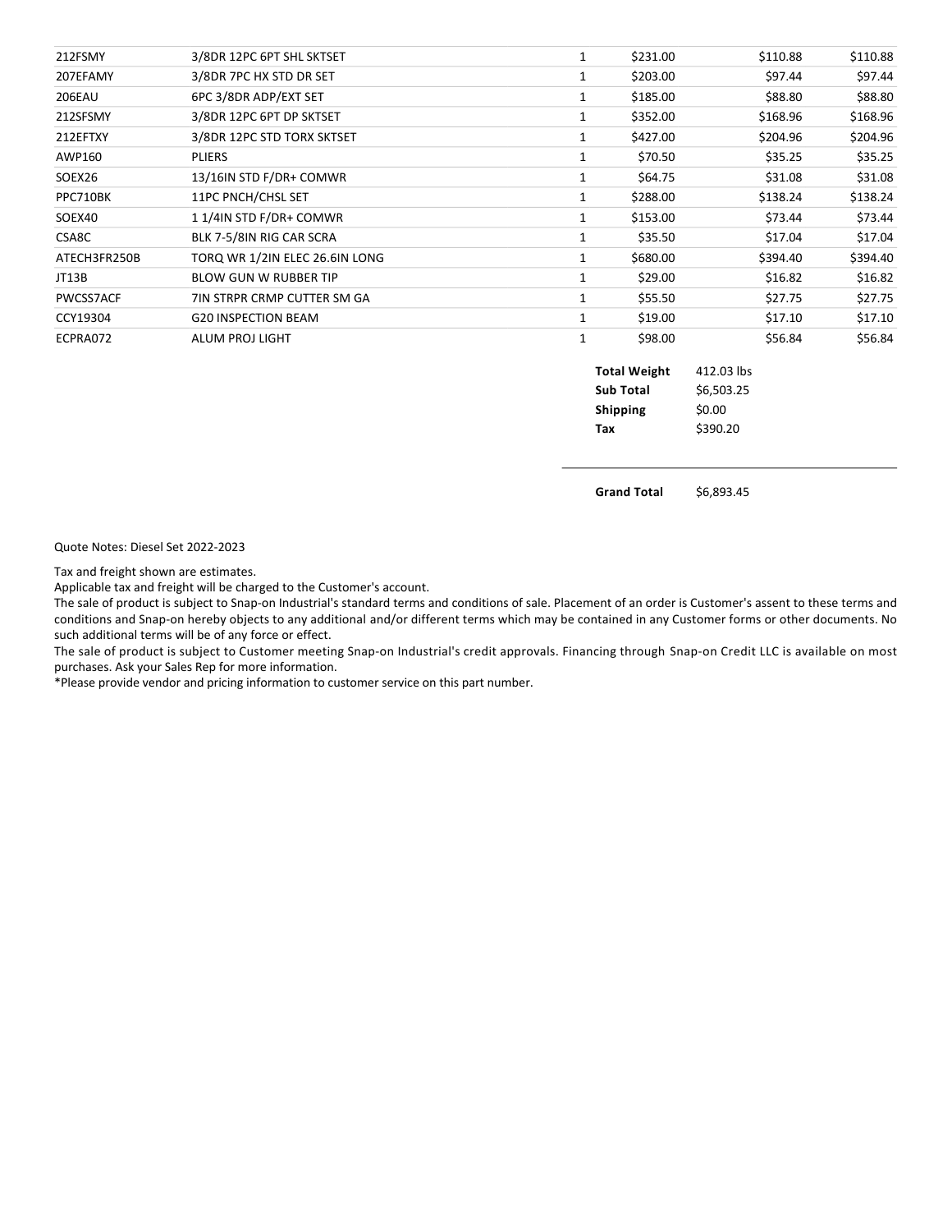| | | | | | |
|---|---|---|---|---|---|
| 212FSMY | 3/8DR 12PC 6PT SHL SKTSET | 1 | $231.00 | $110.88 | $110.88 |
| 207EFAMY | 3/8DR 7PC HX STD DR SET | 1 | $203.00 | $97.44 | $97.44 |
| 206EAU | 6PC 3/8DR ADP/EXT SET | 1 | $185.00 | $88.80 | $88.80 |
| 212SFSMY | 3/8DR 12PC 6PT DP SKTSET | 1 | $352.00 | $168.96 | $168.96 |
| 212EFTXY | 3/8DR 12PC STD TORX SKTSET | 1 | $427.00 | $204.96 | $204.96 |
| AWP160 | PLIERS | 1 | $70.50 | $35.25 | $35.25 |
| SOEX26 | 13/16IN STD F/DR+ COMWR | 1 | $64.75 | $31.08 | $31.08 |
| PPC710BK | 11PC PNCH/CHSL SET | 1 | $288.00 | $138.24 | $138.24 |
| SOEX40 | 1 1/4IN STD F/DR+ COMWR | 1 | $153.00 | $73.44 | $73.44 |
| CSA8C | BLK 7-5/8IN RIG CAR SCRA | 1 | $35.50 | $17.04 | $17.04 |
| ATECH3FR250B | TORQ WR 1/2IN ELEC 26.6IN LONG | 1 | $680.00 | $394.40 | $394.40 |
| JT13B | BLOW GUN W RUBBER TIP | 1 | $29.00 | $16.82 | $16.82 |
| PWCSS7ACF | 7IN STRPR CRMP CUTTER SM GA | 1 | $55.50 | $27.75 | $27.75 |
| CCY19304 | G20 INSPECTION BEAM | 1 | $19.00 | $17.10 | $17.10 |
| ECPRA072 | ALUM PROJ LIGHT | 1 | $98.00 | $56.84 | $56.84 |

| | |
|---|---|
| **Total Weight** | 412.03 lbs |
| **Sub Total** | $6,503.25 |
| **Shipping** | $0.00 |
| **Tax** | $390.20 |
| **Grand Total** | $6,893.45 |

Quote Notes: Diesel Set 2022-2023

Tax and freight shown are estimates.

Applicable tax and freight will be charged to the Customer's account.

The sale of product is subject to Snap-on Industrial's standard terms and conditions of sale. Placement of an order is Customer's assent to these terms and conditions and Snap-on hereby objects to any additional and/or different terms which may be contained in any Customer forms or other documents. No such additional terms will be of any force or effect.

The sale of product is subject to Customer meeting Snap-on Industrial's credit approvals. Financing through Snap-on Credit LLC is available on most purchases. Ask your Sales Rep for more information.

*Please provide vendor and pricing information to customer service on this part number.